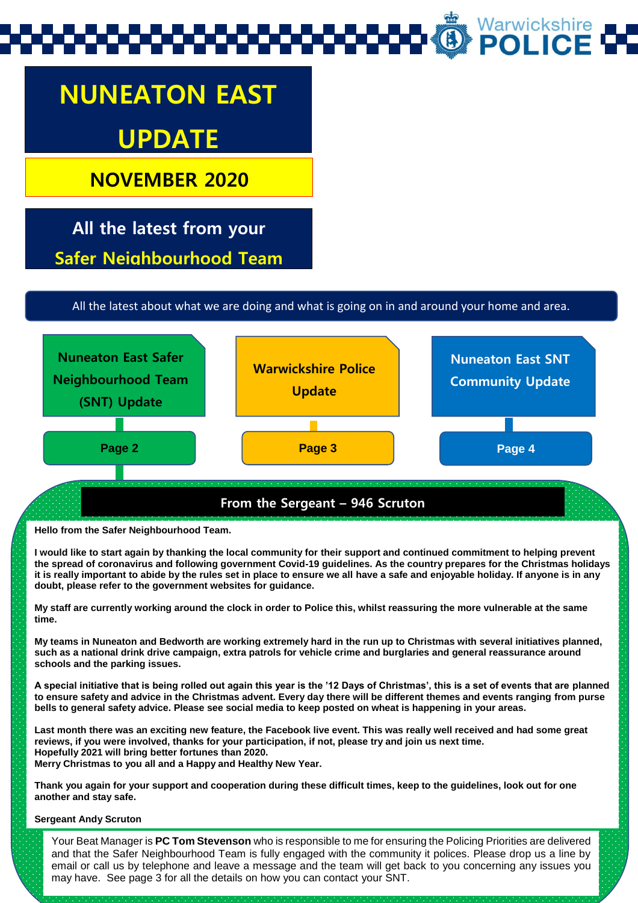Warwickshire POLICE

# NUNEATON EAST UPDATE

## NOVEMBER 2020

All the latest from your Safer Neighbourhood Team

All the latest about what we are doing and what is going on in and around your home and area.

- Nuneaton East Safer Neighbourhood Team (SNT) Update — **Page 2**
- Warwickshire Police Update — **Page 3**
- Nuneaton East SNT Community Update — **Page 4**

## From the Sergeant – 946 Scruton

**Hello from the Safer Neighbourhood Team.**

**I would like to start again by thanking the local community for their support and continued commitment to helping prevent the spread of coronavirus and following government Covid-19 guidelines. As the country prepares for the Christmas holidays it is really important to abide by the rules set in place to ensure we all have a safe and enjoyable holiday. If anyone is in any doubt, please refer to the government websites for guidance.**

**My staff are currently working around the clock in order to Police this, whilst reassuring the more vulnerable at the same time.**

**My teams in Nuneaton and Bedworth are working extremely hard in the run up to Christmas with several initiatives planned, such as a national drink drive campaign, extra patrols for vehicle crime and burglaries and general reassurance around schools and the parking issues.**

**A special initiative that is being rolled out again this year is the '12 Days of Christmas', this is a set of events that are planned to ensure safety and advice in the Christmas advent. Every day there will be different themes and events ranging from purse bells to general safety advice. Please see social media to keep posted on wheat is happening in your areas.**

**Last month there was an exciting new feature, the Facebook live event. This was really well received and had some great reviews, if you were involved, thanks for your participation, if not, please try and join us next time.**
**Hopefully 2021 will bring better fortunes than 2020.**
**Merry Christmas to you all and a Happy and Healthy New Year.**

**Thank you again for your support and cooperation during these difficult times, keep to the guidelines, look out for one another and stay safe.**

**Sergeant Andy Scruton**

Your Beat Manager is **PC Tom Stevenson** who is responsible to me for ensuring the Policing Priorities are delivered and that the Safer Neighbourhood Team is fully engaged with the community it polices. Please drop us a line by email or call us by telephone and leave a message and the team will get back to you concerning any issues you may have. See page 3 for all the details on how you can contact your SNT.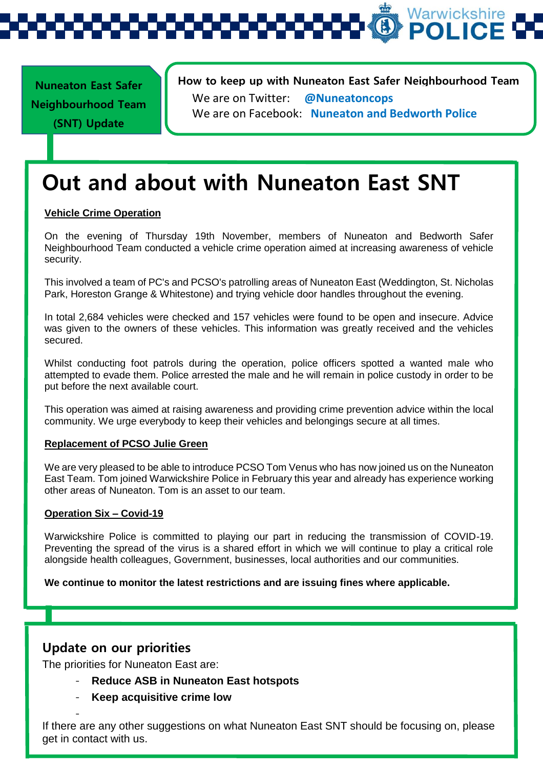**Nuneaton East Safer Neighbourhood Team (SNT) Update**

**How to keep up with Nuneaton East Safer Neighbourhood Team**

We are on Twitter: **@Nuneatoncops**

We are on Facebook: **Nuneaton and Bedworth Police**

# Out and about with Nuneaton East SNT

**Vehicle Crime Operation**

On the evening of Thursday 19th November, members of Nuneaton and Bedworth Safer Neighbourhood Team conducted a vehicle crime operation aimed at increasing awareness of vehicle security.

This involved a team of PC's and PCSO's patrolling areas of Nuneaton East (Weddington, St. Nicholas Park, Horeston Grange & Whitestone) and trying vehicle door handles throughout the evening.

In total 2,684 vehicles were checked and 157 vehicles were found to be open and insecure. Advice was given to the owners of these vehicles. This information was greatly received and the vehicles secured.

Whilst conducting foot patrols during the operation, police officers spotted a wanted male who attempted to evade them. Police arrested the male and he will remain in police custody in order to be put before the next available court.

This operation was aimed at raising awareness and providing crime prevention advice within the local community. We urge everybody to keep their vehicles and belongings secure at all times.

**Replacement of PCSO Julie Green**

We are very pleased to be able to introduce PCSO Tom Venus who has now joined us on the Nuneaton East Team. Tom joined Warwickshire Police in February this year and already has experience working other areas of Nuneaton. Tom is an asset to our team.

**Operation Six – Covid-19**

Warwickshire Police is committed to playing our part in reducing the transmission of COVID-19. Preventing the spread of the virus is a shared effort in which we will continue to play a critical role alongside health colleagues, Government, businesses, local authorities and our communities.

**We continue to monitor the latest restrictions and are issuing fines where applicable.**

## Update on our priorities

The priorities for Nuneaton East are:

- **Reduce ASB in Nuneaton East hotspots**
- **Keep acquisitive crime low**
- 

If there are any other suggestions on what Nuneaton East SNT should be focusing on, please get in contact with us.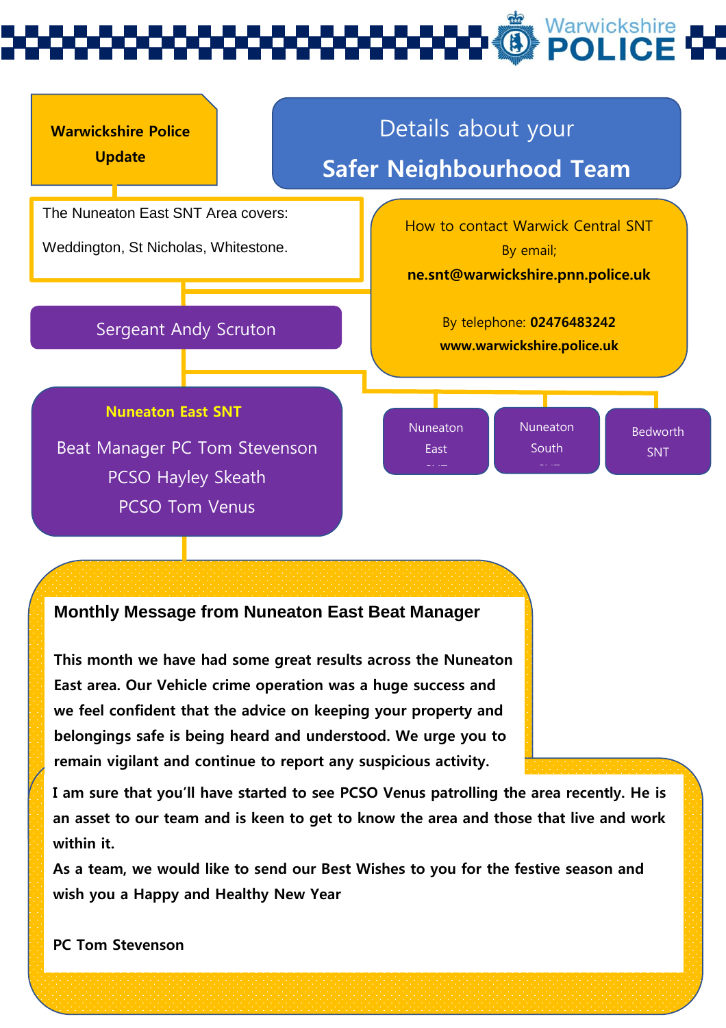**Warwickshire Police Update**

# Details about your Safer Neighbourhood Team

The Nuneaton East SNT Area covers:

Weddington, St Nicholas, Whitestone.

How to contact Warwick Central SNT

By email;

**ne.snt@warwickshire.pnn.police.uk**

By telephone: **02476483242**

**www.warwickshire.police.uk**

Sergeant Andy Scruton

**Nuneaton East SNT**

Beat Manager PC Tom Stevenson

PCSO Hayley Skeath

PCSO Tom Venus

Nuneaton East SNT

Nuneaton South SNT

Bedworth SNT

## Monthly Message from Nuneaton East Beat Manager

**This month we have had some great results across the Nuneaton East area. Our Vehicle crime operation was a huge success and we feel confident that the advice on keeping your property and belongings safe is being heard and understood. We urge you to remain vigilant and continue to report any suspicious activity.**

**I am sure that you'll have started to see PCSO Venus patrolling the area recently. He is an asset to our team and is keen to get to know the area and those that live and work within it.**

**As a team, we would like to send our Best Wishes to you for the festive season and wish you a Happy and Healthy New Year**

**PC Tom Stevenson**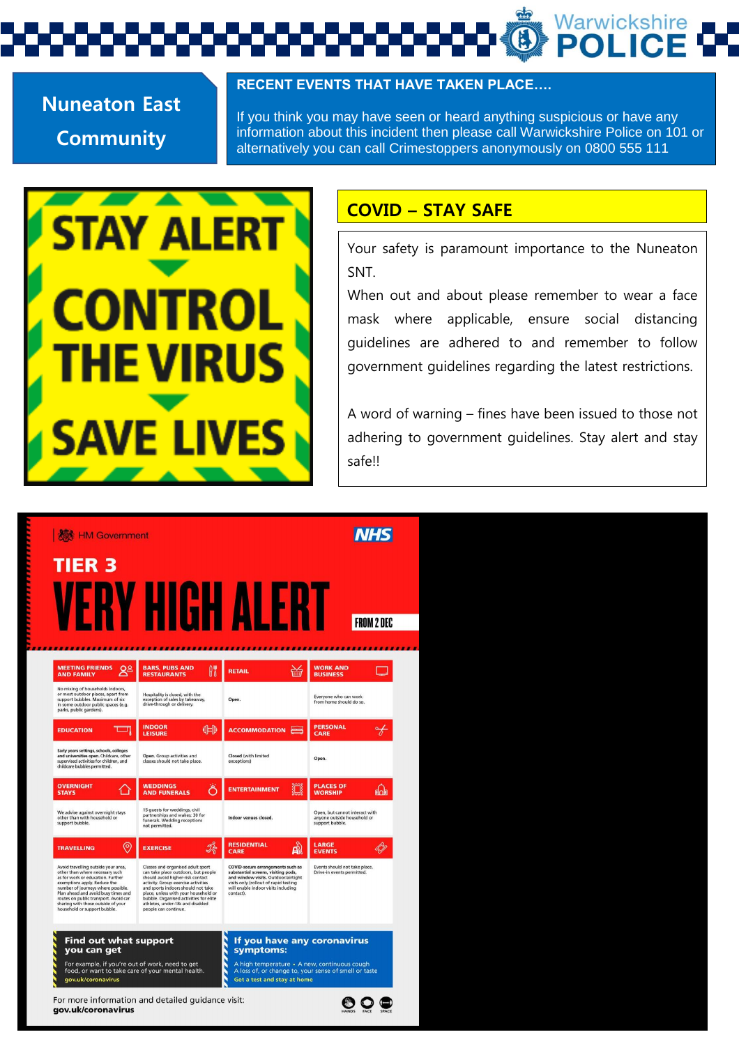# Nuneaton East Community

## RECENT EVENTS THAT HAVE TAKEN PLACE….

If you think you may have seen or heard anything suspicious or have any information about this incident then please call Warwickshire Police on 101 or alternatively you can call Crimestoppers anonymously on 0800 555 111

STAY ALERT

CONTROL THE VIRUS

SAVE LIVES

## COVID – STAY SAFE

Your safety is paramount importance to the Nuneaton SNT.

When out and about please remember to wear a face mask where applicable, ensure social distancing guidelines are adhered to and remember to follow government guidelines regarding the latest restrictions.

A word of warning – fines have been issued to those not adhering to government guidelines. Stay alert and stay safe!!

HM Government NHS

## TIER 3

# VERY HIGH ALERT

FROM 2 DEC

| | |
|---|---|
| **MEETING FRIENDS AND FAMILY** | No mixing of households indoors, or most outdoor places, apart from support bubbles. Maximum of six in some outdoor public spaces (e.g. parks, public gardens). |
| **BARS, PUBS AND RESTAURANTS** | Hospitality is closed, with the exception of sales by takeaway, drive-through or delivery. |
| **RETAIL** | Open. |
| **WORK AND BUSINESS** | Everyone who can work from home should do so. |
| **EDUCATION** | Early years settings, schools, colleges and universities open. Childcare, other supervised activities for children, and childcare bubbles permitted. |
| **INDOOR LEISURE** | Open. Group activities and classes should not take place. |
| **ACCOMMODATION** | Closed (with limited exceptions) |
| **PERSONAL CARE** | Open. |
| **OVERNIGHT STAYS** | We advise against overnight stays other than with household or support bubble. |
| **WEDDINGS AND FUNERALS** | 15 guests for weddings, civil partnerships and wakes; 30 for funerals. Wedding receptions not permitted. |
| **ENTERTAINMENT** | Indoor venues closed. |
| **PLACES OF WORSHIP** | Open, but cannot interact with anyone outside household or support bubble. |
| **TRAVELLING** | Avoid travelling outside your area, other than where necessary such as for work or education. Further exemptions apply. Reduce the number of journeys where possible. Plan ahead and avoid busy times and routes on public transport. Avoid car sharing with those outside of your household or support bubble. |
| **EXERCISE** | Classes and organised adult sport can take place outdoors, but people should avoid higher-risk contact activity. Group exercise activities and sports indoors should not take place, unless with your household or bubble. Organised activities for elite athletes, under-18s and disabled people can continue. |
| **RESIDENTIAL CARE** | COVID-secure arrangements such as substantial screens, visiting pods, and window visits. Outdoor/airtight visits only (rollout of rapid testing will enable indoor visits including contact). |
| **LARGE EVENTS** | Events should not take place. Drive-in events permitted. |

**Find out what support you can get**

For example, if you're out of work, need to get food, or want to take care of your mental health.

gov.uk/coronavirus

**If you have any coronavirus symptoms:**

A high temperature • A new, continuous cough

A loss of, or change to, your sense of smell or taste

Get a test and stay at home

For more information and detailed guidance visit:
**gov.uk/coronavirus**

HANDS FACE SPACE